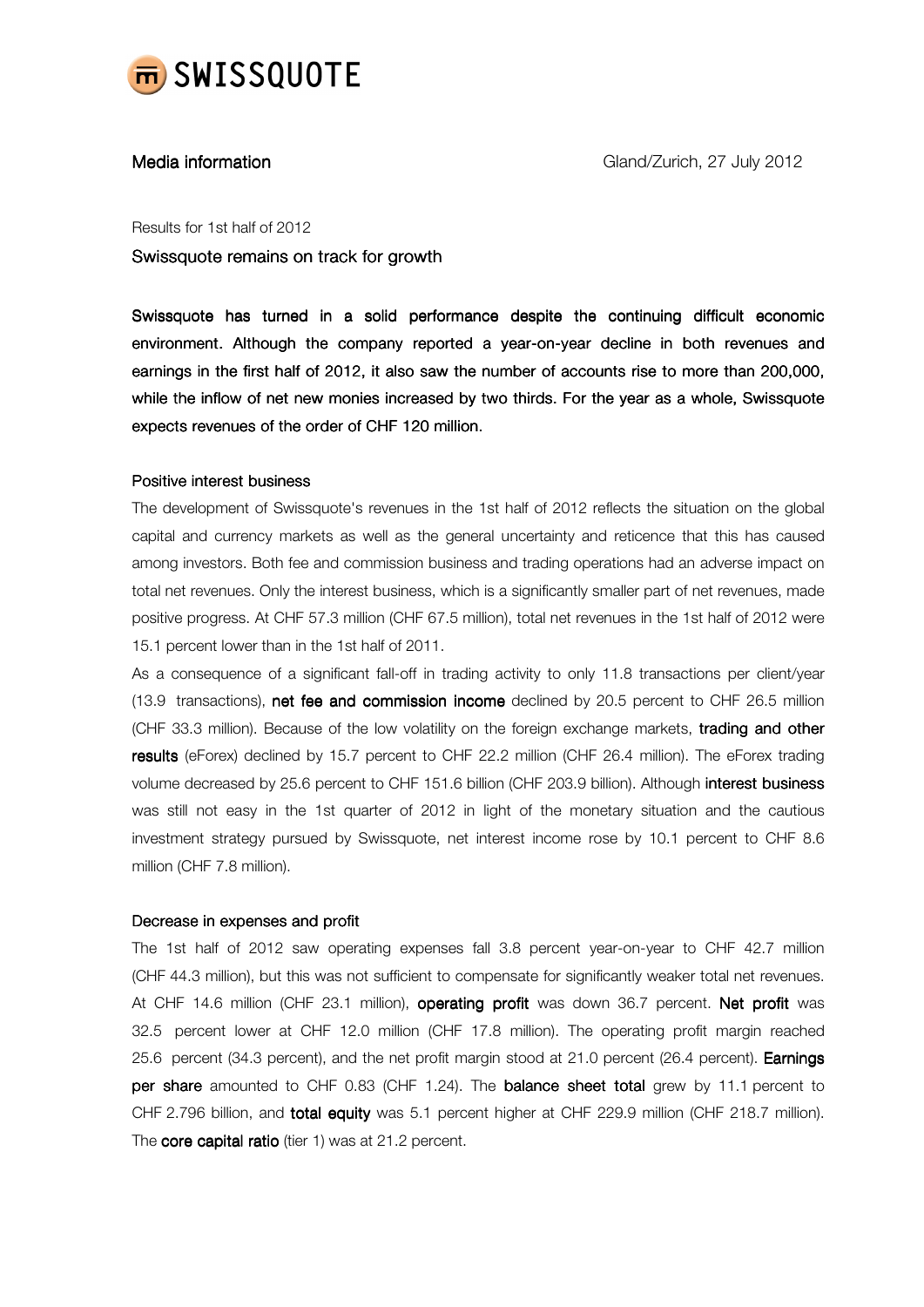SWISSQUOTE

**Media information** Gland/Zurich, 27 July 2012

Results for 1st half of 2012

## Swissquote remains on track for growth

**Swissquote has turned in a solid performance despite the continuing difficult economic environment. Although the company reported a year-on-year decline in both revenues and earnings in the first half of 2012, it also saw the number of accounts rise to more than 200,000, while the inflow of net new monies increased by two thirds. For the year as a whole, Swissquote expects revenues of the order of CHF 120 million.**

### Positive interest business

The development of Swissquote's revenues in the 1st half of 2012 reflects the situation on the global capital and currency markets as well as the general uncertainty and reticence that this has caused among investors. Both fee and commission business and trading operations had an adverse impact on total net revenues. Only the interest business, which is a significantly smaller part of net revenues, made positive progress. At CHF 57.3 million (CHF 67.5 million), total net revenues in the 1st half of 2012 were 15.1 percent lower than in the 1st half of 2011.

As a consequence of a significant fall-off in trading activity to only 11.8 transactions per client/year (13.9 transactions), **net fee and commission income** declined by 20.5 percent to CHF 26.5 million (CHF 33.3 million). Because of the low volatility on the foreign exchange markets, **trading and other results** (eForex) declined by 15.7 percent to CHF 22.2 million (CHF 26.4 million). The eForex trading volume decreased by 25.6 percent to CHF 151.6 billion (CHF 203.9 billion). Although **interest business** was still not easy in the 1st quarter of 2012 in light of the monetary situation and the cautious investment strategy pursued by Swissquote, net interest income rose by 10.1 percent to CHF 8.6 million (CHF 7.8 million).

### Decrease in expenses and profit

The 1st half of 2012 saw operating expenses fall 3.8 percent year-on-year to CHF 42.7 million (CHF 44.3 million), but this was not sufficient to compensate for significantly weaker total net revenues. At CHF 14.6 million (CHF 23.1 million), **operating profit** was down 36.7 percent. **Net profit** was 32.5 percent lower at CHF 12.0 million (CHF 17.8 million). The operating profit margin reached 25.6 percent (34.3 percent), and the net profit margin stood at 21.0 percent (26.4 percent). **Earnings per share** amounted to CHF 0.83 (CHF 1.24). The **balance sheet total** grew by 11.1 percent to CHF 2.796 billion, and **total equity** was 5.1 percent higher at CHF 229.9 million (CHF 218.7 million). The **core capital ratio** (tier 1) was at 21.2 percent.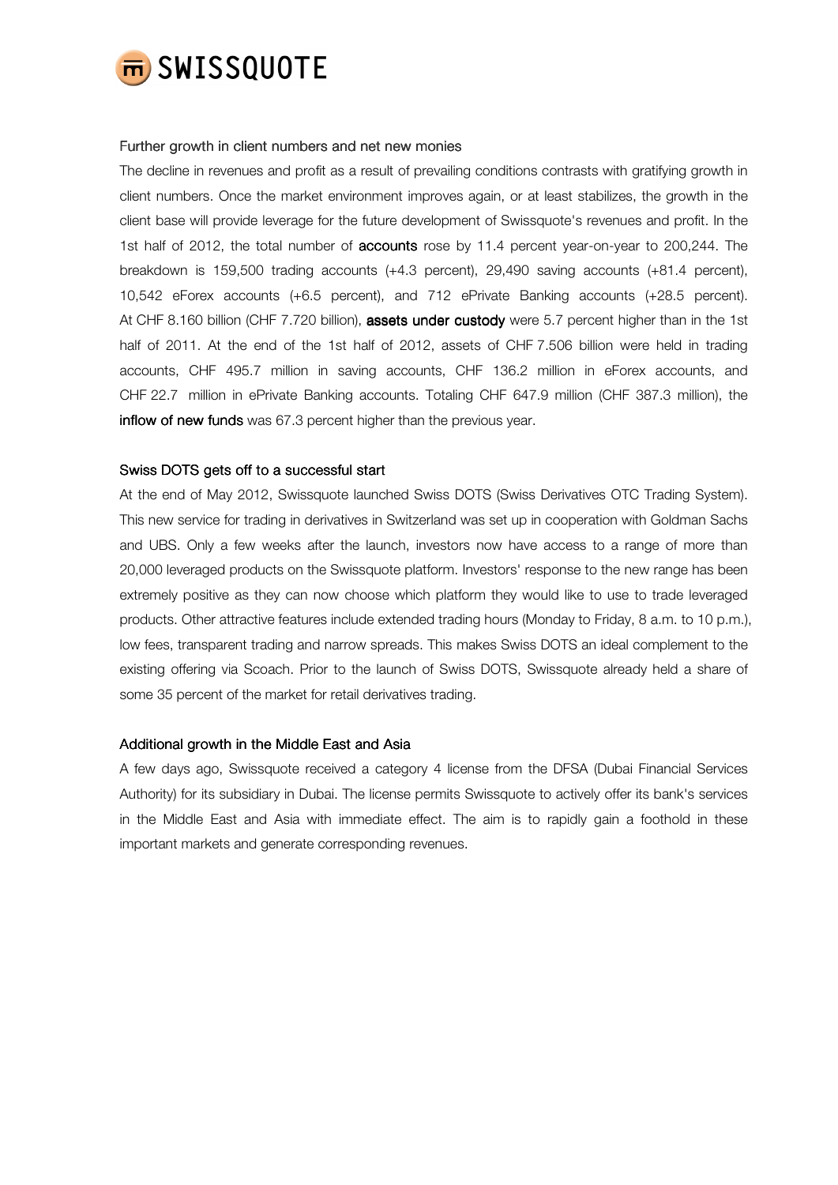### Further growth in client numbers and net new monies

The decline in revenues and profit as a result of prevailing conditions contrasts with gratifying growth in client numbers. Once the market environment improves again, or at least stabilizes, the growth in the client base will provide leverage for the future development of Swissquote's revenues and profit. In the 1st half of 2012, the total number of **accounts** rose by 11.4 percent year-on-year to 200,244. The breakdown is 159,500 trading accounts (+4.3 percent), 29,490 saving accounts (+81.4 percent), 10,542 eForex accounts (+6.5 percent), and 712 ePrivate Banking accounts (+28.5 percent). At CHF 8.160 billion (CHF 7.720 billion), **assets under custody** were 5.7 percent higher than in the 1st half of 2011. At the end of the 1st half of 2012, assets of CHF 7.506 billion were held in trading accounts, CHF 495.7 million in saving accounts, CHF 136.2 million in eForex accounts, and CHF 22.7 million in ePrivate Banking accounts. Totaling CHF 647.9 million (CHF 387.3 million), the **inflow of new funds** was 67.3 percent higher than the previous year.

### Swiss DOTS gets off to a successful start

At the end of May 2012, Swissquote launched Swiss DOTS (Swiss Derivatives OTC Trading System). This new service for trading in derivatives in Switzerland was set up in cooperation with Goldman Sachs and UBS. Only a few weeks after the launch, investors now have access to a range of more than 20,000 leveraged products on the Swissquote platform. Investors' response to the new range has been extremely positive as they can now choose which platform they would like to use to trade leveraged products. Other attractive features include extended trading hours (Monday to Friday, 8 a.m. to 10 p.m.), low fees, transparent trading and narrow spreads. This makes Swiss DOTS an ideal complement to the existing offering via Scoach. Prior to the launch of Swiss DOTS, Swissquote already held a share of some 35 percent of the market for retail derivatives trading.

### Additional growth in the Middle East and Asia

A few days ago, Swissquote received a category 4 license from the DFSA (Dubai Financial Services Authority) for its subsidiary in Dubai. The license permits Swissquote to actively offer its bank's services in the Middle East and Asia with immediate effect. The aim is to rapidly gain a foothold in these important markets and generate corresponding revenues.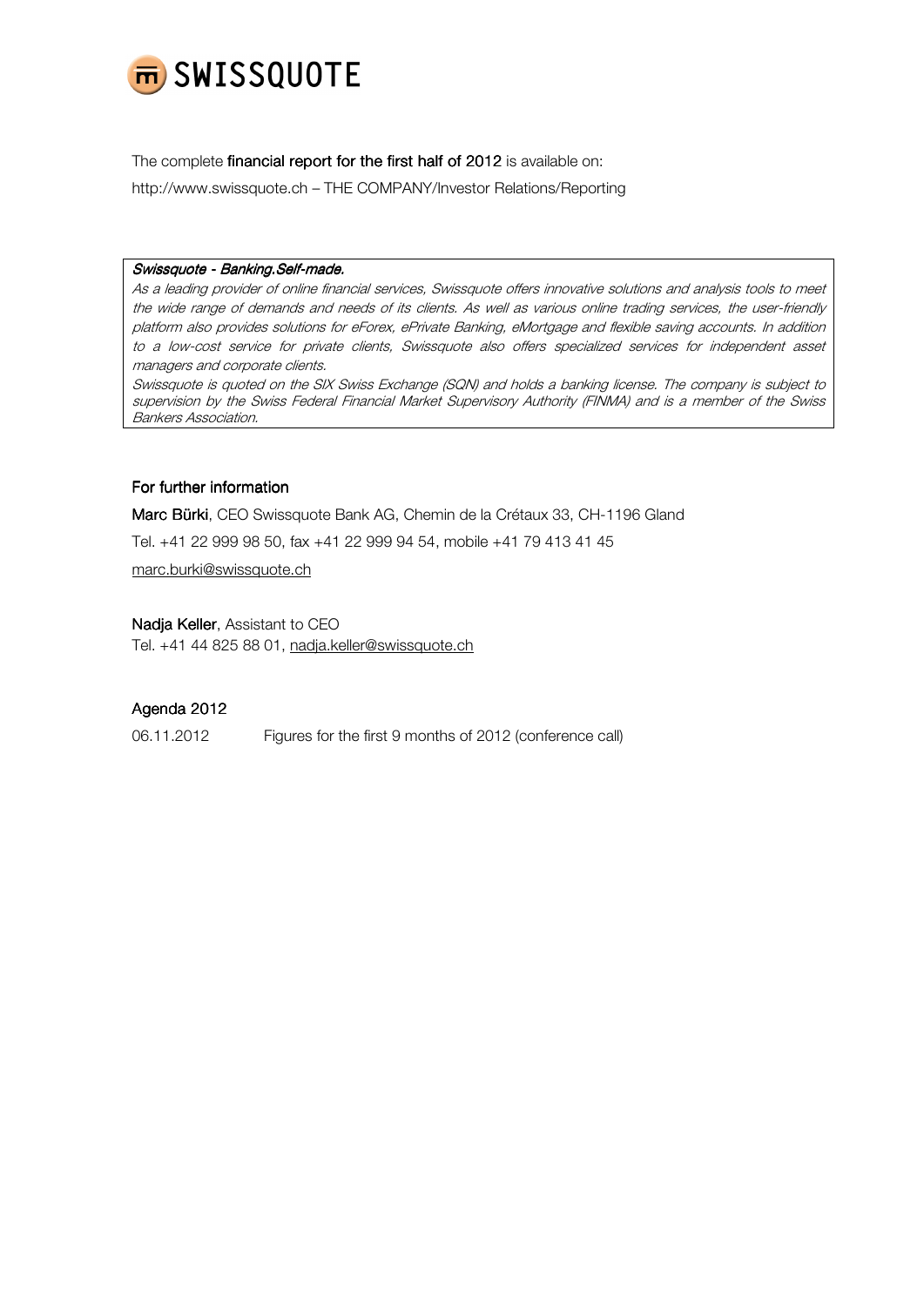The complete **financial report for the first half of 2012** is available on:

http://www.swissquote.ch – THE COMPANY/Investor Relations/Reporting

> ***Swissquote - Banking.Self-made.***
>
> *As a leading provider of online financial services, Swissquote offers innovative solutions and analysis tools to meet the wide range of demands and needs of its clients. As well as various online trading services, the user-friendly platform also provides solutions for eForex, ePrivate Banking, eMortgage and flexible saving accounts. In addition to a low-cost service for private clients, Swissquote also offers specialized services for independent asset managers and corporate clients.*
>
> *Swissquote is quoted on the SIX Swiss Exchange (SQN) and holds a banking license. The company is subject to supervision by the Swiss Federal Financial Market Supervisory Authority (FINMA) and is a member of the Swiss Bankers Association.*

## For further information

**Marc Bürki**, CEO Swissquote Bank AG, Chemin de la Crétaux 33, CH-1196 Gland

Tel. +41 22 999 98 50, fax +41 22 999 94 54, mobile +41 79 413 41 45

marc.burki@swissquote.ch

**Nadja Keller**, Assistant to CEO

Tel. +41 44 825 88 01, nadja.keller@swissquote.ch

## Agenda 2012

06.11.2012 Figures for the first 9 months of 2012 (conference call)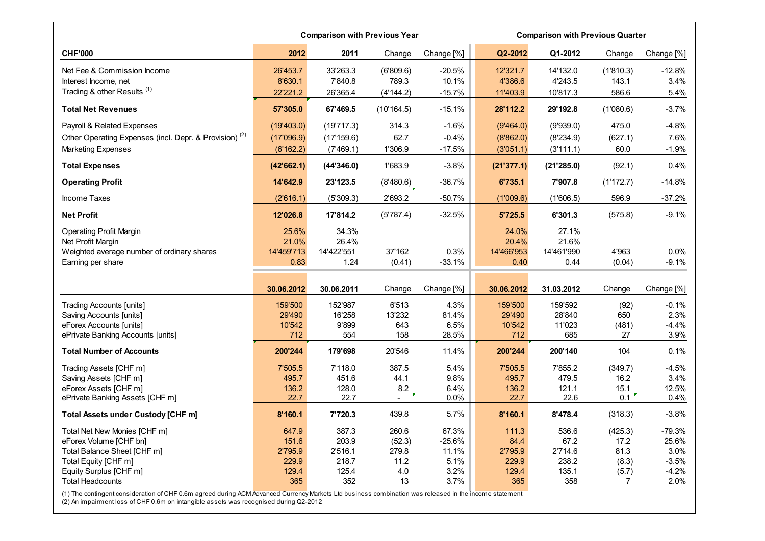| CHF'000 | 2012 | 2011 | Change | Change [%] | Q2-2012 | Q1-2012 | Change | Change [%] |
|---|---|---|---|---|---|---|---|---|
| | Comparison with Previous Year | | | | Comparison with Previous Quarter | | | |
| Net Fee & Commission Income | 26'453.7 | 33'263.3 | (6'809.6) | -20.5% | 12'321.7 | 14'132.0 | (1'810.3) | -12.8% |
| Interest Income, net | 8'630.1 | 7'840.8 | 789.3 | 10.1% | 4'386.6 | 4'243.5 | 143.1 | 3.4% |
| Trading & other Results [(1)] | 22'221.2 | 26'365.4 | (4'144.2) | -15.7% | 11'403.9 | 10'817.3 | 586.6 | 5.4% |
| **Total Net Revenues** | **57'305.0** | **67'469.5** | (10'164.5) | -15.1% | **28'112.2** | **29'192.8** | (1'080.6) | -3.7% |
| Payroll & Related Expenses | (19'403.0) | (19'717.3) | 314.3 | -1.6% | (9'464.0) | (9'939.0) | 475.0 | -4.8% |
| Other Operating Expenses (incl. Depr. & Provision) [(2)] | (17'096.9) | (17'159.6) | 62.7 | -0.4% | (8'862.0) | (8'234.9) | (627.1) | 7.6% |
| Marketing Expenses | (6'162.2) | (7'469.1) | 1'306.9 | -17.5% | (3'051.1) | (3'111.1) | 60.0 | -1.9% |
| **Total Expenses** | **(42'662.1)** | **(44'346.0)** | 1'683.9 | -3.8% | **(21'377.1)** | **(21'285.0)** | (92.1) | 0.4% |
| **Operating Profit** | **14'642.9** | **23'123.5** | (8'480.6) | -36.7% | **6'735.1** | **7'907.8** | (1'172.7) | -14.8% |
| Income Taxes | (2'616.1) | (5'309.3) | 2'693.2 | -50.7% | (1'009.6) | (1'606.5) | 596.9 | -37.2% |
| **Net Profit** | **12'026.8** | **17'814.2** | (5'787.4) | -32.5% | **5'725.5** | **6'301.3** | (575.8) | -9.1% |
| Operating Profit Margin | 25.6% | 34.3% | | | 24.0% | 27.1% | | |
| Net Profit Margin | 21.0% | 26.4% | | | 20.4% | 21.6% | | |
| Weighted average number of ordinary shares | 14'459'713 | 14'422'551 | 37'162 | 0.3% | 14'466'953 | 14'461'990 | 4'963 | 0.0% |
| Earning per share | 0.83 | 1.24 | (0.41) | -33.1% | 0.40 | 0.44 | (0.04) | -9.1% |
| | **30.06.2012** | **30.06.2011** | Change | Change [%] | **30.06.2012** | **31.03.2012** | Change | Change [%] |
| Trading Accounts [units] | 159'500 | 152'987 | 6'513 | 4.3% | 159'500 | 159'592 | (92) | -0.1% |
| Saving Accounts [units] | 29'490 | 16'258 | 13'232 | 81.4% | 29'490 | 28'840 | 650 | 2.3% |
| eForex Accounts [units] | 10'542 | 9'899 | 643 | 6.5% | 10'542 | 11'023 | (481) | -4.4% |
| ePrivate Banking Accounts [units] | 712 | 554 | 158 | 28.5% | 712 | 685 | 27 | 3.9% |
| **Total Number of Accounts** | **200'244** | **179'698** | 20'546 | 11.4% | **200'244** | **200'140** | 104 | 0.1% |
| Trading Assets [CHF m] | 7'505.5 | 7'118.0 | 387.5 | 5.4% | 7'505.5 | 7'855.2 | (349.7) | -4.5% |
| Saving Assets [CHF m] | 495.7 | 451.6 | 44.1 | 9.8% | 495.7 | 479.5 | 16.2 | 3.4% |
| eForex Assets [CHF m] | 136.2 | 128.0 | 8.2 | 6.4% | 136.2 | 121.1 | 15.1 | 12.5% |
| ePrivate Banking Assets [CHF m] | 22.7 | 22.7 | - | 0.0% | 22.7 | 22.6 | 0.1 | 0.4% |
| **Total Assets under Custody [CHF m]** | **8'160.1** | **7'720.3** | 439.8 | 5.7% | **8'160.1** | **8'478.4** | (318.3) | -3.8% |
| Total Net New Monies [CHF m] | 647.9 | 387.3 | 260.6 | 67.3% | 111.3 | 536.6 | (425.3) | -79.3% |
| eForex Volume [CHF bn] | 151.6 | 203.9 | (52.3) | -25.6% | 84.4 | 67.2 | 17.2 | 25.6% |
| Total Balance Sheet [CHF m] | 2'795.9 | 2'516.1 | 279.8 | 11.1% | 2'795.9 | 2'714.6 | 81.3 | 3.0% |
| Total Equity [CHF m] | 229.9 | 218.7 | 11.2 | 5.1% | 229.9 | 238.2 | (8.3) | -3.5% |
| Equity Surplus [CHF m] | 129.4 | 125.4 | 4.0 | 3.2% | 129.4 | 135.1 | (5.7) | -4.2% |
| Total Headcounts | 365 | 352 | 13 | 3.7% | 365 | 358 | 7 | 2.0% |

(1) The contingent consideration of CHF 0.6m agreed during ACM Advanced Currency Markets Ltd business combination was released in the income statement

(2) An impairment loss of CHF 0.6m on intangible assets was recognised during Q2-2012